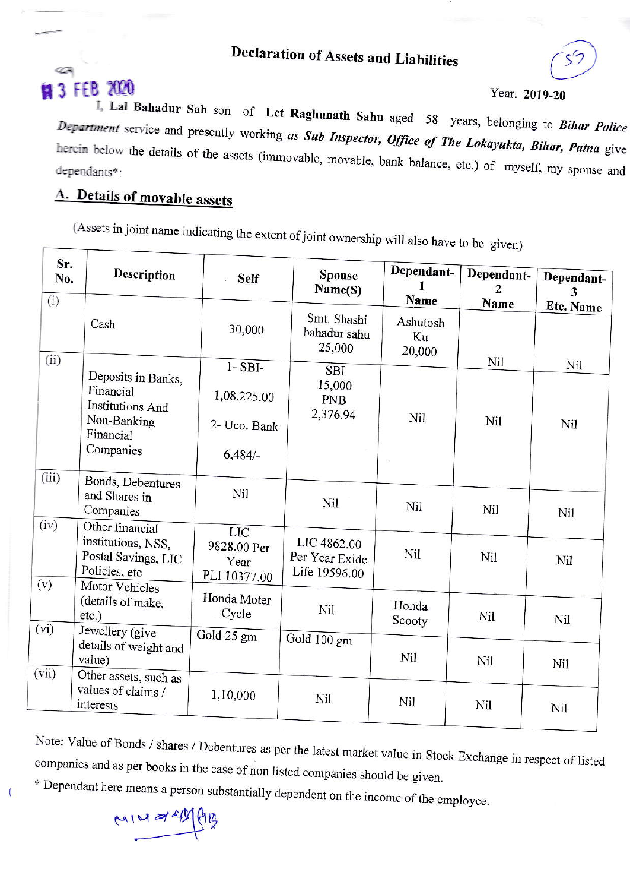# Declaration of Assets and Liabilities

13 FEB 2020

Year. **2019-20**

I, **Lal Bahadur Sah** son of **Let Raghunath Sahu** aged 58 years, belonging to ***Bihar Police Department*** service and presently working as ***Sub Inspector, Office of The Lokayukta, Bihar, Patna*** give herein below the details of the assets (immovable, movable, bank balance, etc.) of myself, my spouse and dependants*:

## A. Details of movable assets

(Assets in joint name indicating the extent of joint ownership will also have to be given)

| Sr. No. | Description | Self | Spouse Name(S) | Dependant-1 Name | Dependant-2 Name | Dependant-3 Etc. Name |
|---|---|---|---|---|---|---|
| (i) | Cash | 30,000 | Smt. Shashi bahadur sahu 25,000 | Ashutosh Ku 20,000 | Nil | Nil |
| (ii) | Deposits in Banks, Financial Institutions And Non-Banking Financial Companies | 1- SBI- 1,08.225.00 2- Uco. Bank 6,484/- | SBI 15,000 PNB 2,376.94 | Nil | Nil | Nil |
| (iii) | Bonds, Debentures and Shares in Companies | Nil | Nil | Nil | Nil | Nil |
| (iv) | Other financial institutions, NSS, Postal Savings, LIC Policies, etc | LIC 9828.00 Per Year PLI 10377.00 | LIC 4862.00 Per Year Exide Life 19596.00 | Nil | Nil | Nil |
| (v) | Motor Vehicles (details of make, etc.) | Honda Moter Cycle | Nil | Honda Scooty | Nil | Nil |
| (vi) | Jewellery (give details of weight and value) | Gold 25 gm | Gold 100 gm | Nil | Nil | Nil |
| (vii) | Other assets, such as values of claims / interests | 1,10,000 | Nil | Nil | Nil | Nil |

Note: Value of Bonds / shares / Debentures as per the latest market value in Stock Exchange in respect of listed companies and as per books in the case of non listed companies should be given.

\* Dependant here means a person substantially dependent on the income of the employee.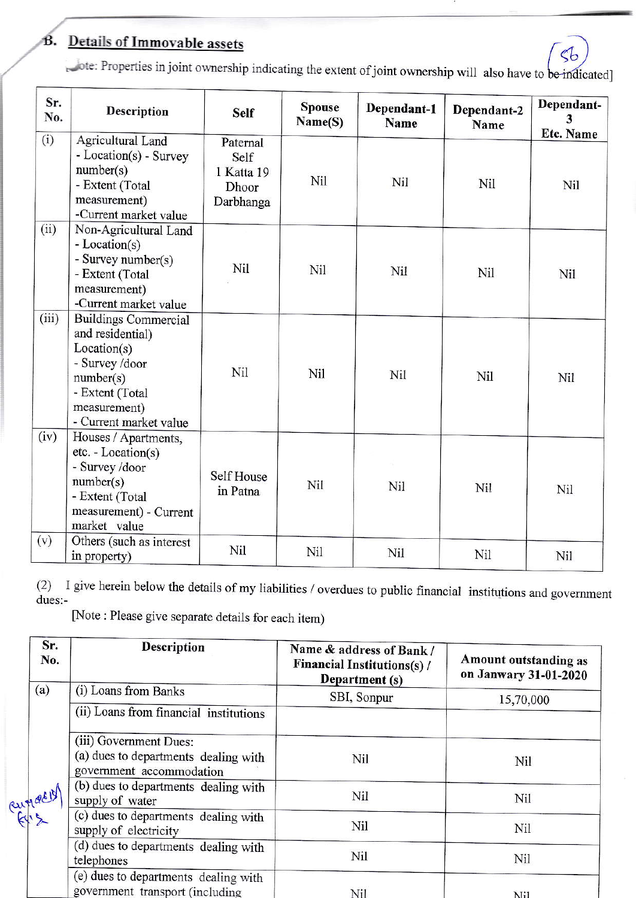## B. Details of Immovable assets

[Note: Properties in joint ownership indicating the extent of joint ownership will also have to be indicated]

| Sr. No. | Description | Self | Spouse Name(S) | Dependant-1 Name | Dependant-2 Name | Dependant-3 Etc. Name |
|---|---|---|---|---|---|---|
| (i) | Agricultural Land - Location(s) - Survey number(s) - Extent (Total measurement) -Current market value | Paternal Self 1 Katta 19 Dhoor Darbhanga | Nil | Nil | Nil | Nil |
| (ii) | Non-Agricultural Land - Location(s) - Survey number(s) - Extent (Total measurement) -Current market value | Nil | Nil | Nil | Nil | Nil |
| (iii) | Buildings Commercial and residential) Location(s) - Survey /door number(s) - Extent (Total measurement) - Current market value | Nil | Nil | Nil | Nil | Nil |
| (iv) | Houses / Apartments, etc. - Location(s) - Survey /door number(s) - Extent (Total measurement) - Current market value | Self House in Patna | Nil | Nil | Nil | Nil |
| (v) | Others (such as interest in property) | Nil | Nil | Nil | Nil | Nil |

(2) I give herein below the details of my liabilities / overdues to public financial institutions and government dues:-

[Note : Please give separate details for each item)

| Sr. No. | Description | Name & address of Bank / Financial Institutions(s) / Department (s) | Amount outstanding as on Janwary 31-01-2020 |
|---|---|---|---|
| (a) | (i) Loans from Banks | SBI, Sonpur | 15,70,000 |
| | (ii) Loans from financial institutions | | |
| | (iii) Government Dues: (a) dues to departments dealing with government accommodation | Nil | Nil |
| | (b) dues to departments dealing with supply of water | Nil | Nil |
| | (c) dues to departments dealing with supply of electricity | Nil | Nil |
| | (d) dues to departments dealing with telephones | Nil | Nil |
| | (e) dues to departments dealing with government transport (including | Nil | Nil |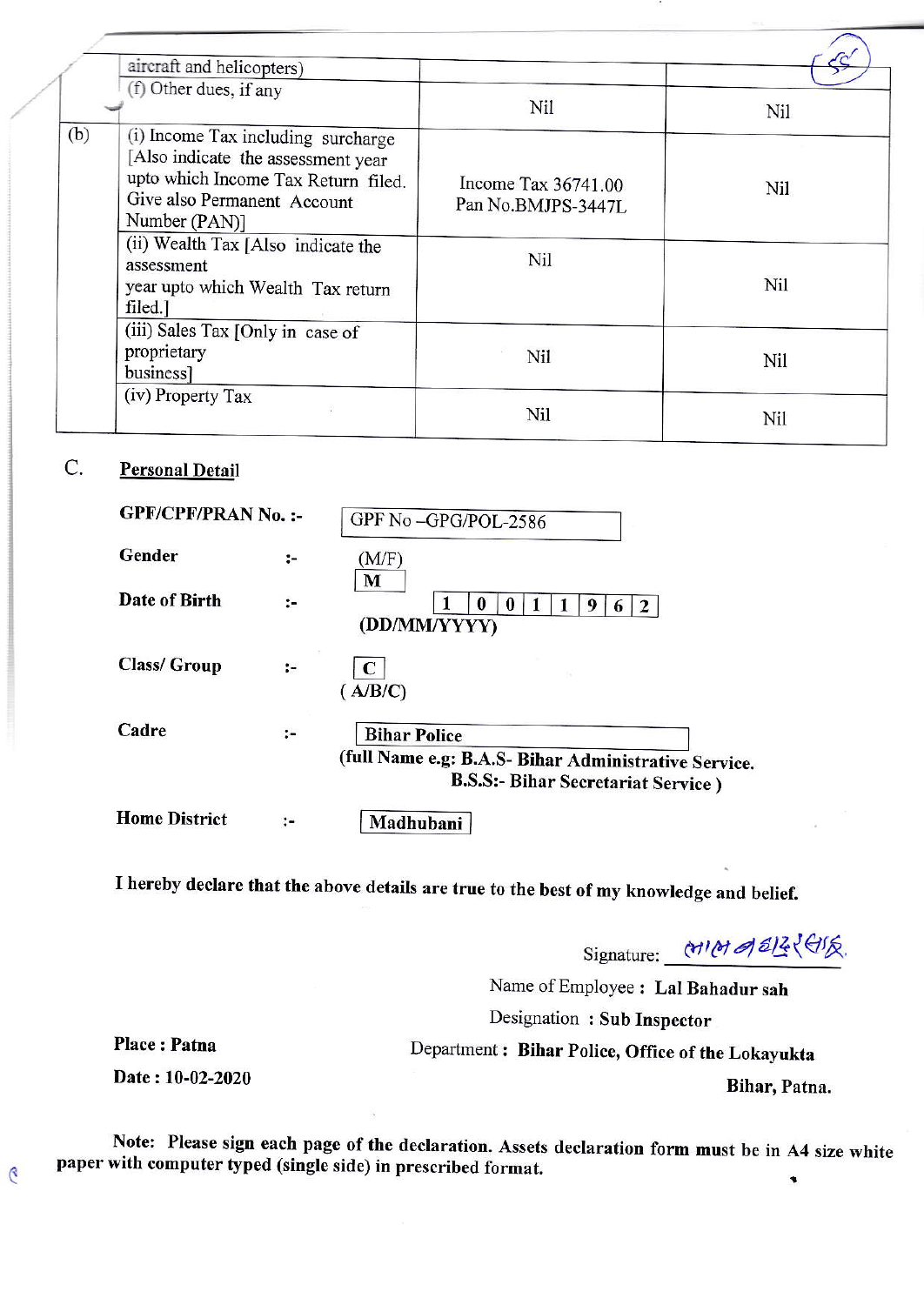| | | | |
|---|---|---|---|
| | aircraft and helicopters) | | |
| | (f) Other dues, if any | Nil | Nil |
| (b) | (i) Income Tax including surcharge [Also indicate the assessment year upto which Income Tax Return filed. Give also Permanent Account Number (PAN)] | Income Tax 36741.00 Pan No.BMJPS-3447L | Nil |
| | (ii) Wealth Tax [Also indicate the assessment year upto which Wealth Tax return filed.] | Nil | Nil |
| | (iii) Sales Tax [Only in case of proprietary business] | Nil | Nil |
| | (iv) Property Tax | Nil | Nil |

C. **Personal Detail**

**GPF/CPF/PRAN No. :-** GPF No –GPG/POL-2586

**Gender** :- (M/F) M

**Date of Birth** :- 1 0 0 1 1 9 6 2 **(DD/MM/YYYY)**

**Class/ Group** :- C ( A/B/C)

**Cadre** :- **Bihar Police**
**(full Name e.g: B.A.S- Bihar Administrative Service. B.S.S:- Bihar Secretariat Service )**

**Home District** :- **Madhubani**

**I hereby declare that the above details are true to the best of my knowledge and belief.**

Signature: লাল বাহাদুর সাহ

Name of Employee : **Lal Bahadur sah**

Designation : **Sub Inspector**

**Place : Patna**

Department : **Bihar Police, Office of the Lokayukta Bihar, Patna.**

**Date : 10-02-2020**

**Note: Please sign each page of the declaration. Assets declaration form must be in A4 size white paper with computer typed (single side) in prescribed format.**